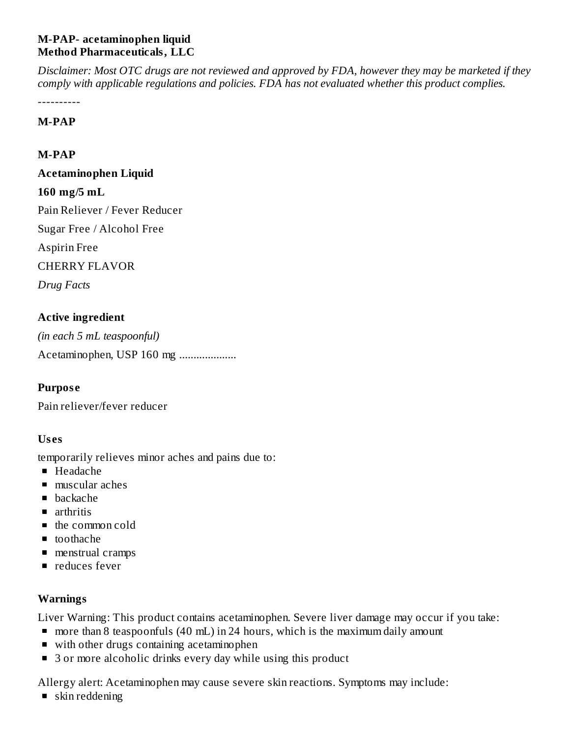**M-PAP- acetaminophen liquid**
**Method Pharmaceuticals, LLC**

*Disclaimer: Most OTC drugs are not reviewed and approved by FDA, however they may be marketed if they comply with applicable regulations and policies. FDA has not evaluated whether this product complies.*

----------

## M-PAP

## M-PAP

**Acetaminophen Liquid**

**160 mg/5 mL**

Pain Reliever / Fever Reducer

Sugar Free / Alcohol Free

Aspirin Free

CHERRY FLAVOR

*Drug Facts*

### Active ingredient

*(in each 5 mL teaspoonful)*

Acetaminophen, USP 160 mg ....................

### Purpose

Pain reliever/fever reducer

### Uses

temporarily relieves minor aches and pains due to:

- Headache
- muscular aches
- backache
- arthritis
- the common cold
- toothache
- menstrual cramps
- reduces fever

### Warnings

Liver Warning: This product contains acetaminophen. Severe liver damage may occur if you take:

- more than 8 teaspoonfuls (40 mL) in 24 hours, which is the maximum daily amount
- with other drugs containing acetaminophen
- 3 or more alcoholic drinks every day while using this product

Allergy alert: Acetaminophen may cause severe skin reactions. Symptoms may include:

- skin reddening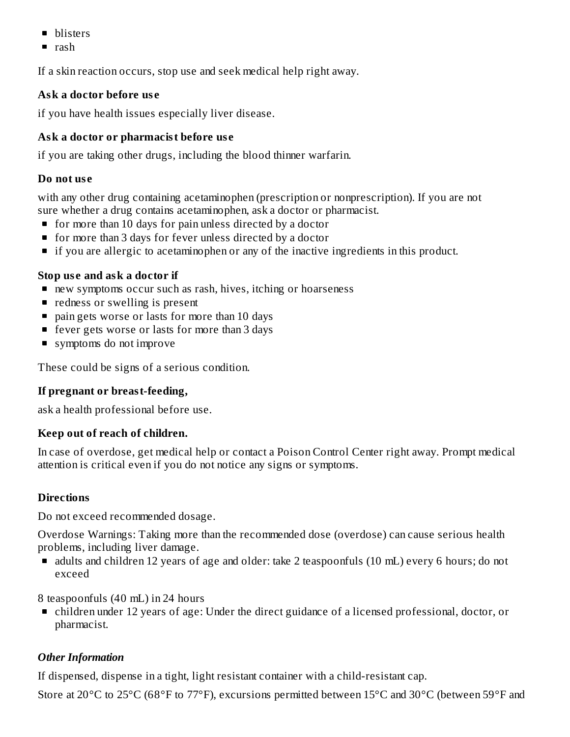- blisters
- rash

If a skin reaction occurs, stop use and seek medical help right away.

**Ask a doctor before use**

if you have health issues especially liver disease.

**Ask a doctor or pharmacist before use**

if you are taking other drugs, including the blood thinner warfarin.

**Do not use**

with any other drug containing acetaminophen (prescription or nonprescription). If you are not sure whether a drug contains acetaminophen, ask a doctor or pharmacist.

- for more than 10 days for pain unless directed by a doctor
- for more than 3 days for fever unless directed by a doctor
- if you are allergic to acetaminophen or any of the inactive ingredients in this product.

**Stop use and ask a doctor if**

- new symptoms occur such as rash, hives, itching or hoarseness
- redness or swelling is present
- pain gets worse or lasts for more than 10 days
- fever gets worse or lasts for more than 3 days
- symptoms do not improve

These could be signs of a serious condition.

**If pregnant or breast-feeding,**

ask a health professional before use.

**Keep out of reach of children.**

In case of overdose, get medical help or contact a Poison Control Center right away. Prompt medical attention is critical even if you do not notice any signs or symptoms.

**Directions**

Do not exceed recommended dosage.

Overdose Warnings: Taking more than the recommended dose (overdose) can cause serious health problems, including liver damage.

- adults and children 12 years of age and older: take 2 teaspoonfuls (10 mL) every 6 hours; do not exceed

8 teaspoonfuls (40 mL) in 24 hours

- children under 12 years of age: Under the direct guidance of a licensed professional, doctor, or pharmacist.

***Other Information***

If dispensed, dispense in a tight, light resistant container with a child-resistant cap.

Store at 20°C to 25°C (68°F to 77°F), excursions permitted between 15°C and 30°C (between 59°F and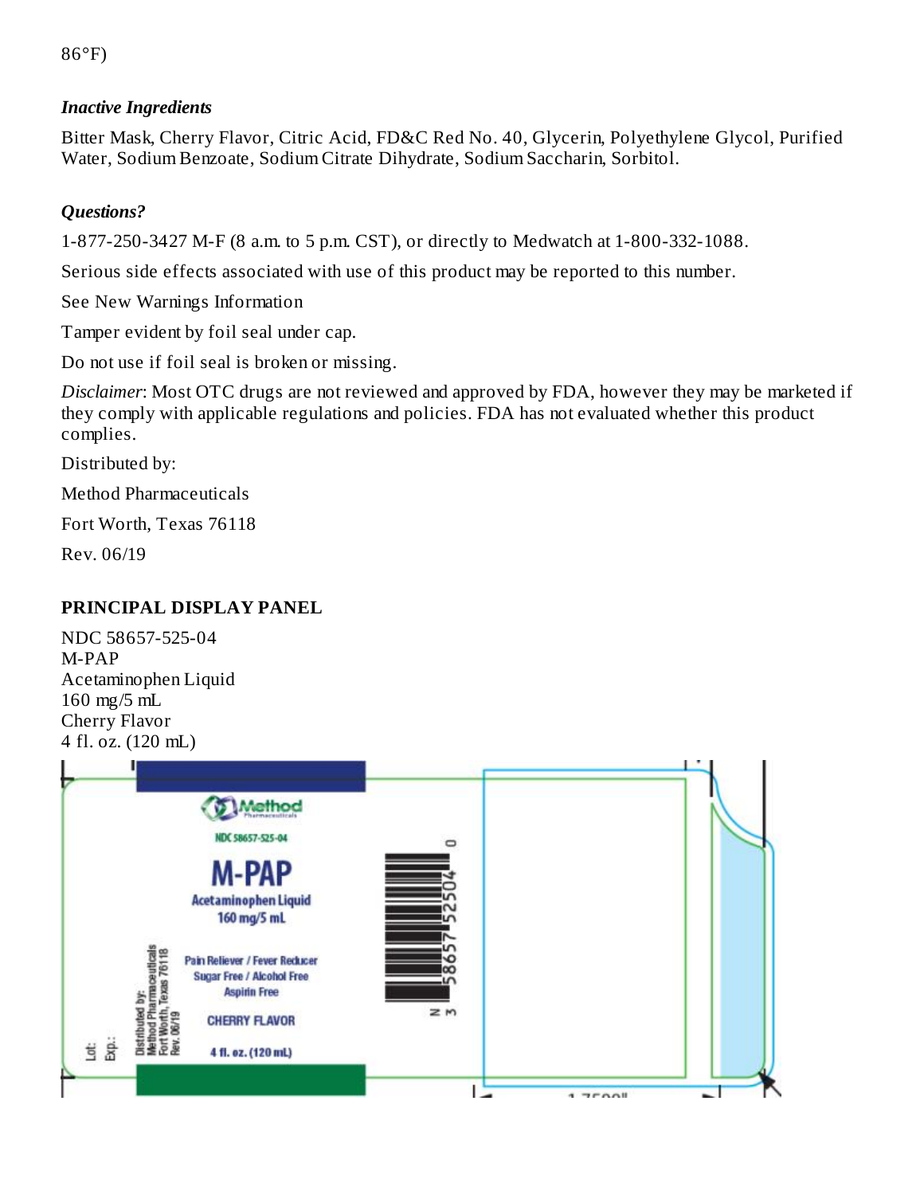86°F)

### *Inactive Ingredients*

Bitter Mask, Cherry Flavor, Citric Acid, FD&C Red No. 40, Glycerin, Polyethylene Glycol, Purified Water, Sodium Benzoate, Sodium Citrate Dihydrate, Sodium Saccharin, Sorbitol.

### *Questions?*

1-877-250-3427 M-F (8 a.m. to 5 p.m. CST), or directly to Medwatch at 1-800-332-1088.

Serious side effects associated with use of this product may be reported to this number.

See New Warnings Information

Tamper evident by foil seal under cap.

Do not use if foil seal is broken or missing.

*Disclaimer*: Most OTC drugs are not reviewed and approved by FDA, however they may be marketed if they comply with applicable regulations and policies. FDA has not evaluated whether this product complies.

Distributed by:

Method Pharmaceuticals

Fort Worth, Texas 76118

Rev. 06/19

## PRINCIPAL DISPLAY PANEL

NDC 58657-525-04
M-PAP
Acetaminophen Liquid
160 mg/5 mL
Cherry Flavor
4 fl. oz. (120 mL)

Method Pharmaceuticals

NDC 58657-525-04

M-PAP

Acetaminophen Liquid
160 mg/5 mL

Pain Reliever / Fever Reducer
Sugar Free / Alcohol Free
Aspirin Free

CHERRY FLAVOR

4 fl. oz. (120 mL)

Distributed by:
Method Pharmaceuticals
Fort Worth, Texas 76118
Rev. 06/19

Lot:
Exp.:

N 3 58657 52504 0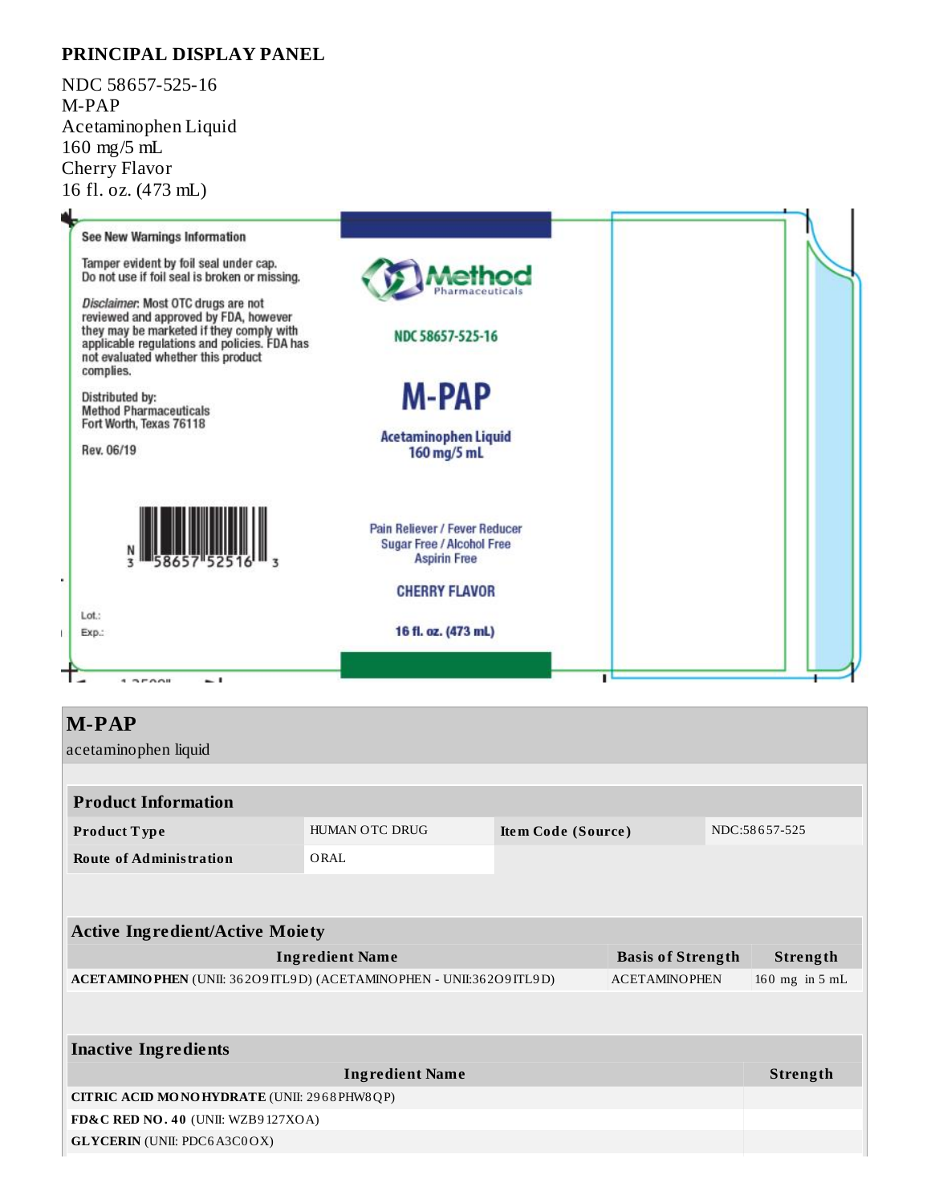## PRINCIPAL DISPLAY PANEL

NDC 58657-525-16
M-PAP
Acetaminophen Liquid
160 mg/5 mL
Cherry Flavor
16 fl. oz. (473 mL)

See New Warnings Information

Tamper evident by foil seal under cap.
Do not use if foil seal is broken or missing.

*Disclaimer*: Most OTC drugs are not reviewed and approved by FDA, however they may be marketed if they comply with applicable regulations and policies. FDA has not evaluated whether this product complies.

Distributed by:
Method Pharmaceuticals
Fort Worth, Texas 76118

Rev. 06/19

N 3 58657 52516 3

Lot.:
Exp.:

Method Pharmaceuticals

NDC 58657-525-16

**M-PAP**

Acetaminophen Liquid
160 mg/5 mL

Pain Reliever / Fever Reducer
Sugar Free / Alcohol Free
Aspirin Free

CHERRY FLAVOR

16 fl. oz. (473 mL)

## M-PAP

acetaminophen liquid

| Product Information | | | |
|---|---|---|---|
| **Product Type** | HUMAN OTC DRUG | **Item Code (Source)** | NDC:58657-525 |
| **Route of Administration** | ORAL | | |

| Active Ingredient/Active Moiety | | |
|---|---|---|
| **Ingredient Name** | **Basis of Strength** | **Strength** |
| **ACETAMINOPHEN** (UNII: 362O9ITL9D) (ACETAMINOPHEN - UNII:362O9ITL9D) | ACETAMINOPHEN | 160 mg in 5 mL |

| Inactive Ingredients | |
|---|---|
| **Ingredient Name** | **Strength** |
| **CITRIC ACID MONOHYDRATE** (UNII: 2968PHW8QP) | |
| **FD&C RED NO. 40** (UNII: WZB9127XOA) | |
| **GLYCERIN** (UNII: PDC6A3C0OX) | |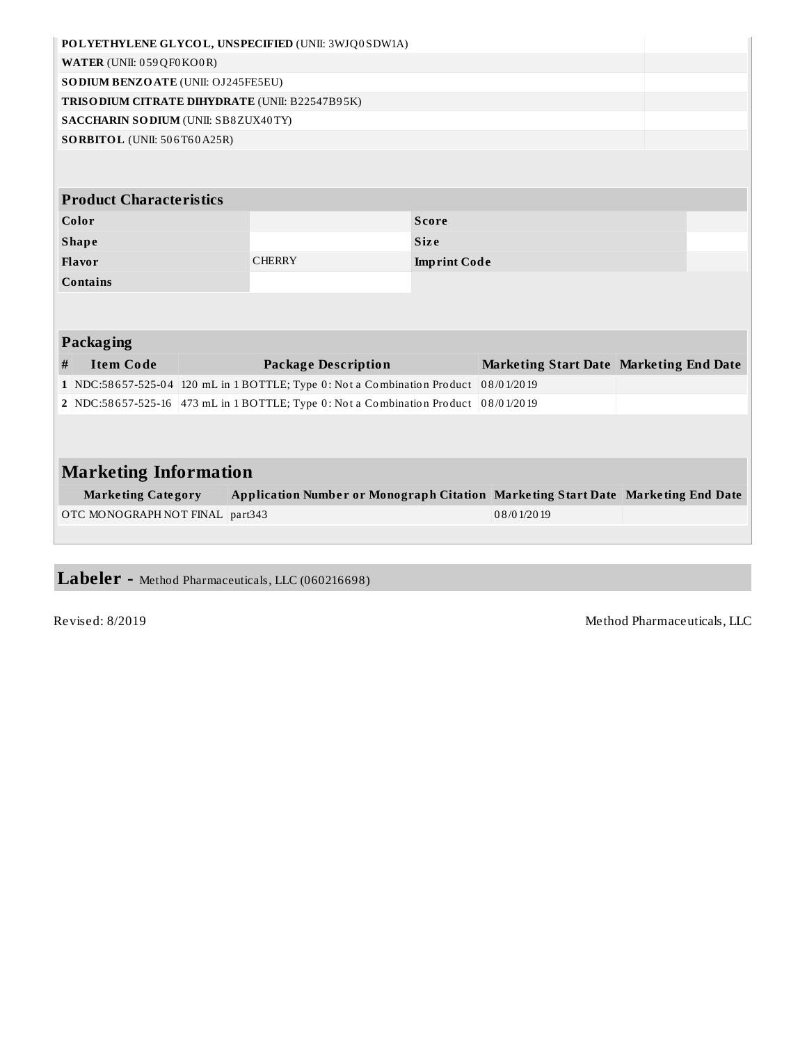| | |
|---|---|
| **POLYETHYLENE GLYCOL, UNSPECIFIED** (UNII: 3WJQ0SDW1A) | |
| **WATER** (UNII: 059QF0KO0R) | |
| **SODIUM BENZOATE** (UNII: OJ245FE5EU) | |
| **TRISODIUM CITRATE DIHYDRATE** (UNII: B22547B95K) | |
| **SACCHARIN SODIUM** (UNII: SB8ZUX40TY) | |
| **SORBITOL** (UNII: 506T60A25R) | |

## Product Characteristics

| | | | |
|---|---|---|---|
| **Color** | | **Score** | |
| **Shape** | | **Size** | |
| **Flavor** | CHERRY | **Imprint Code** | |
| **Contains** | | | |

## Packaging

| # | Item Code | Package Description | Marketing Start Date | Marketing End Date |
|---|---|---|---|---|
| 1 | NDC:58657-525-04 | 120 mL in 1 BOTTLE; Type 0: Not a Combination Product | 08/01/2019 | |
| 2 | NDC:58657-525-16 | 473 mL in 1 BOTTLE; Type 0: Not a Combination Product | 08/01/2019 | |

## Marketing Information

| Marketing Category | Application Number or Monograph Citation | Marketing Start Date | Marketing End Date |
|---|---|---|---|
| OTC MONOGRAPH NOT FINAL | part343 | 08/01/2019 | |

## Labeler - Method Pharmaceuticals, LLC (060216698)

Revised: 8/2019

Method Pharmaceuticals, LLC